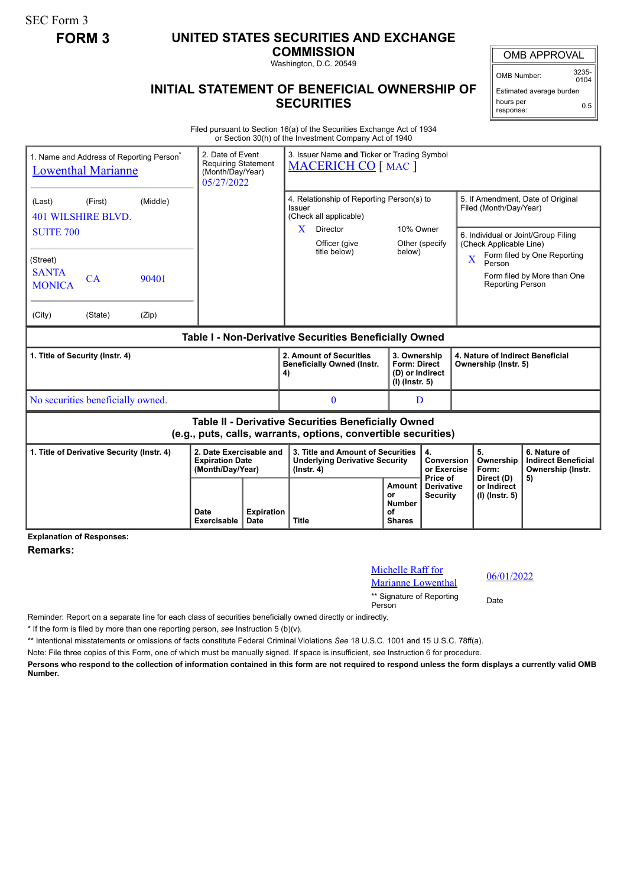SEC Form 3

**FORM 3**

# UNITED STATES SECURITIES AND EXCHANGE COMMISSION

Washington, D.C. 20549

## INITIAL STATEMENT OF BENEFICIAL OWNERSHIP OF SECURITIES

| OMB APPROVAL | |
|---|---|
| OMB Number: | 3235-0104 |
| Estimated average burden hours per response: | 0.5 |

Filed pursuant to Section 16(a) of the Securities Exchange Act of 1934 or Section 30(h) of the Investment Company Act of 1940

1. Name and Address of Reporting Person*
Lowenthal Marianne

(Last) (First) (Middle)
401 WILSHIRE BLVD.
SUITE 700

(Street)
SANTA MONICA CA 90401

(City) (State) (Zip)

2. Date of Event Requiring Statement (Month/Day/Year)
05/27/2022

3. Issuer Name **and** Ticker or Trading Symbol
MACERICH CO [ MAC ]

4. Relationship of Reporting Person(s) to Issuer (Check all applicable)
X Director
10% Owner
Officer (give title below)
Other (specify below)

5. If Amendment, Date of Original Filed (Month/Day/Year)

6. Individual or Joint/Group Filing (Check Applicable Line)
X Form filed by One Reporting Person
Form filed by More than One Reporting Person

| **Table I - Non-Derivative Securities Beneficially Owned** | | | |
|---|---|---|---|
| **1. Title of Security (Instr. 4)** | **2. Amount of Securities Beneficially Owned (Instr. 4)** | **3. Ownership Form: Direct (D) or Indirect (I) (Instr. 5)** | **4. Nature of Indirect Beneficial Ownership (Instr. 5)** |
| No securities beneficially owned. | 0 | D | |

| **Table II - Derivative Securities Beneficially Owned (e.g., puts, calls, warrants, options, convertible securities)** | | | | | | | |
|---|---|---|---|---|---|---|---|
| **1. Title of Derivative Security (Instr. 4)** | **2. Date Exercisable and Expiration Date (Month/Day/Year)** | | **3. Title and Amount of Securities Underlying Derivative Security (Instr. 4)** | | **4. Conversion or Exercise Price of Derivative Security** | **5. Ownership Form: Direct (D) or Indirect (I) (Instr. 5)** | **6. Nature of Indirect Beneficial Ownership (Instr. 5)** |
| | **Date Exercisable** | **Expiration Date** | **Title** | **Amount or Number of Shares** | | | |

**Explanation of Responses:**

**Remarks:**

Michelle Raff for Marianne Lowenthal — 06/01/2022

** Signature of Reporting Person — Date

Reminder: Report on a separate line for each class of securities beneficially owned directly or indirectly.

\* If the form is filed by more than one reporting person, *see* Instruction 5 (b)(v).

** Intentional misstatements or omissions of facts constitute Federal Criminal Violations *See* 18 U.S.C. 1001 and 15 U.S.C. 78ff(a).

Note: File three copies of this Form, one of which must be manually signed. If space is insufficient, *see* Instruction 6 for procedure.

**Persons who respond to the collection of information contained in this form are not required to respond unless the form displays a currently valid OMB Number.**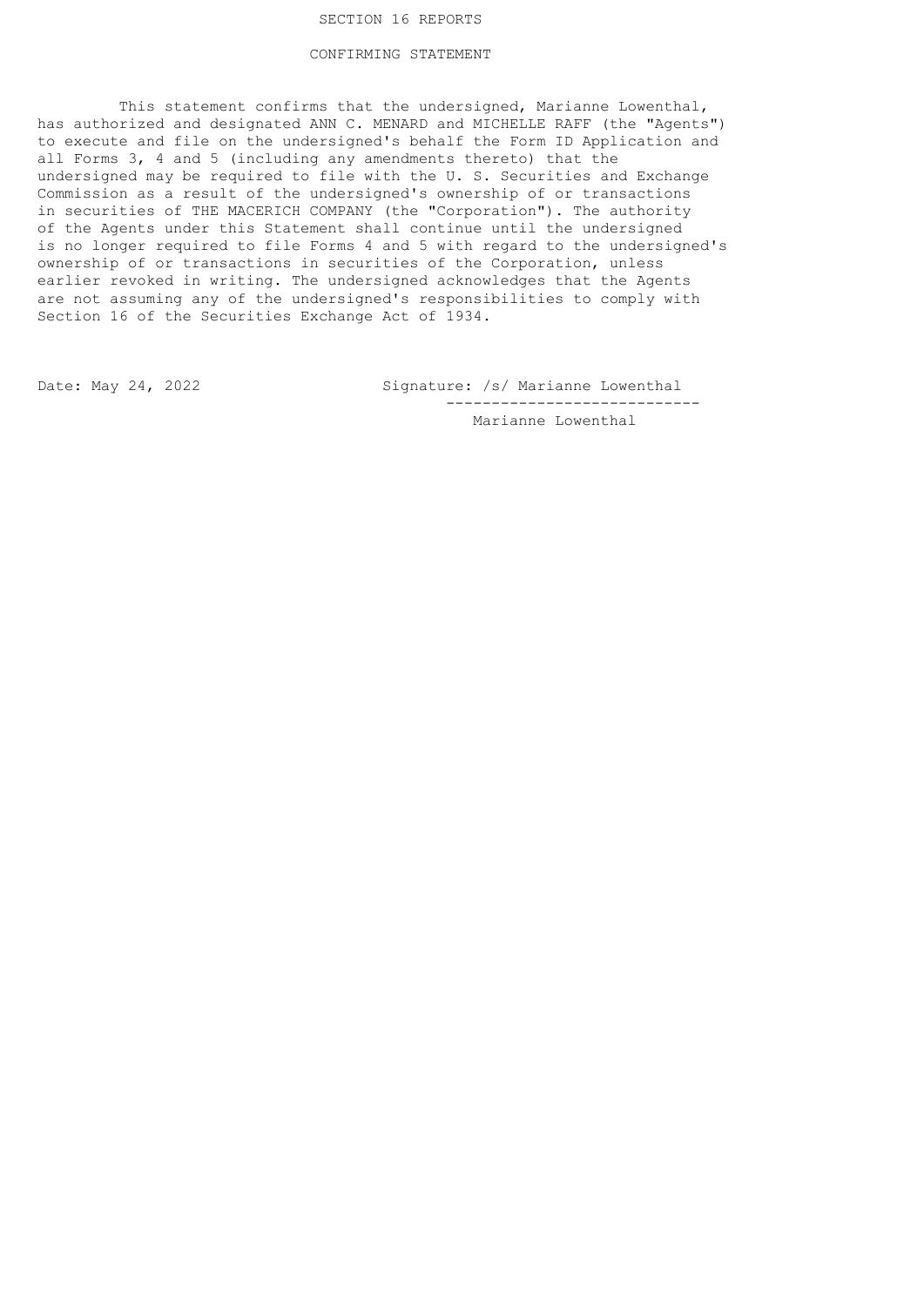# SECTION 16 REPORTS

## CONFIRMING STATEMENT

This statement confirms that the undersigned, Marianne Lowenthal, has authorized and designated ANN C. MENARD and MICHELLE RAFF (the "Agents") to execute and file on the undersigned's behalf the Form ID Application and all Forms 3, 4 and 5 (including any amendments thereto) that the undersigned may be required to file with the U. S. Securities and Exchange Commission as a result of the undersigned's ownership of or transactions in securities of THE MACERICH COMPANY (the "Corporation"). The authority of the Agents under this Statement shall continue until the undersigned is no longer required to file Forms 4 and 5 with regard to the undersigned's ownership of or transactions in securities of the Corporation, unless earlier revoked in writing. The undersigned acknowledges that the Agents are not assuming any of the undersigned's responsibilities to comply with Section 16 of the Securities Exchange Act of 1934.

Date: May 24, 2022

Signature: /s/ Marianne Lowenthal

Marianne Lowenthal